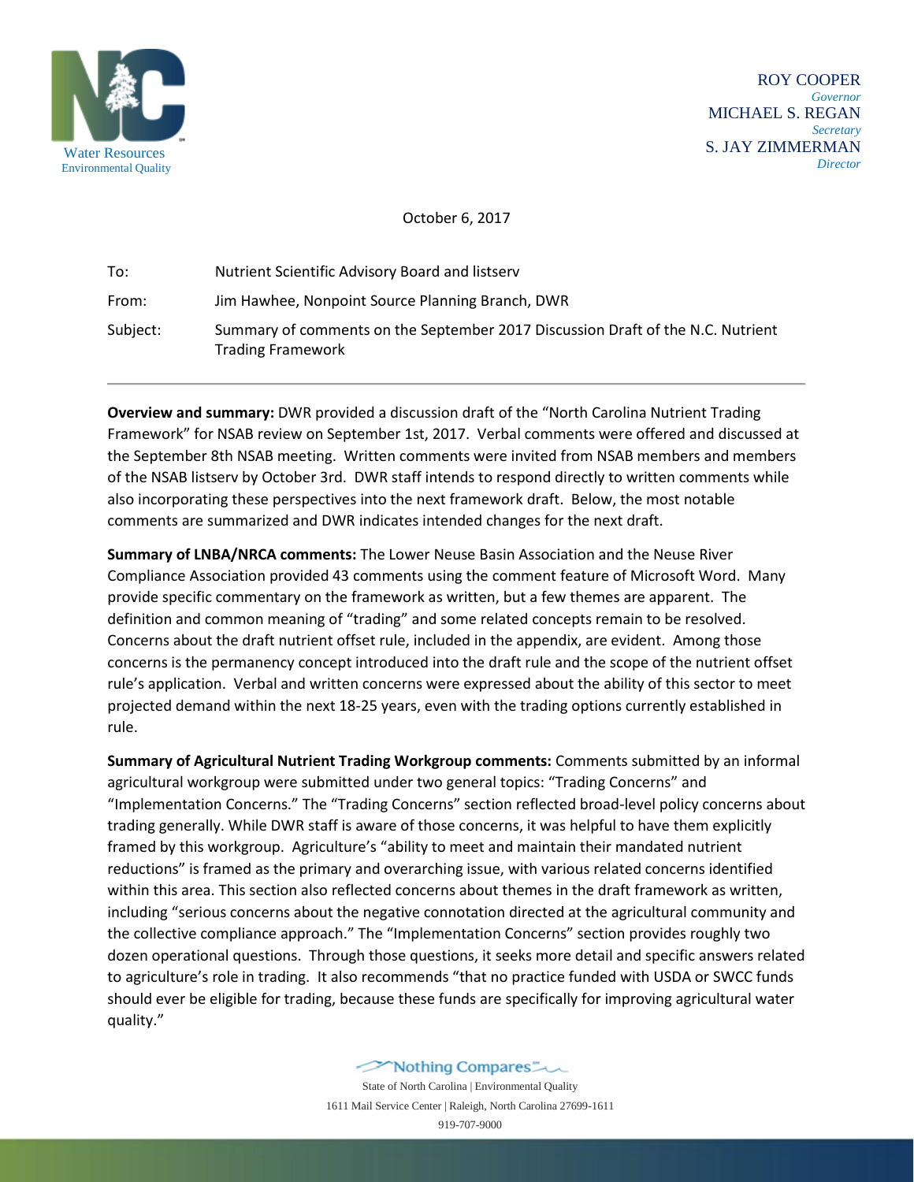Water Resources
Environmental Quality

ROY COOPER
*Governor*
MICHAEL S. REGAN
*Secretary*
S. JAY ZIMMERMAN
*Director*

October 6, 2017

To: Nutrient Scientific Advisory Board and listserv

From: Jim Hawhee, Nonpoint Source Planning Branch, DWR

Subject: Summary of comments on the September 2017 Discussion Draft of the N.C. Nutrient Trading Framework

---

**Overview and summary:** DWR provided a discussion draft of the "North Carolina Nutrient Trading Framework" for NSAB review on September 1st, 2017. Verbal comments were offered and discussed at the September 8th NSAB meeting. Written comments were invited from NSAB members and members of the NSAB listserv by October 3rd. DWR staff intends to respond directly to written comments while also incorporating these perspectives into the next framework draft. Below, the most notable comments are summarized and DWR indicates intended changes for the next draft.

**Summary of LNBA/NRCA comments:** The Lower Neuse Basin Association and the Neuse River Compliance Association provided 43 comments using the comment feature of Microsoft Word. Many provide specific commentary on the framework as written, but a few themes are apparent. The definition and common meaning of "trading" and some related concepts remain to be resolved. Concerns about the draft nutrient offset rule, included in the appendix, are evident. Among those concerns is the permanency concept introduced into the draft rule and the scope of the nutrient offset rule's application. Verbal and written concerns were expressed about the ability of this sector to meet projected demand within the next 18-25 years, even with the trading options currently established in rule.

**Summary of Agricultural Nutrient Trading Workgroup comments:** Comments submitted by an informal agricultural workgroup were submitted under two general topics: "Trading Concerns" and "Implementation Concerns." The "Trading Concerns" section reflected broad-level policy concerns about trading generally. While DWR staff is aware of those concerns, it was helpful to have them explicitly framed by this workgroup. Agriculture's "ability to meet and maintain their mandated nutrient reductions" is framed as the primary and overarching issue, with various related concerns identified within this area. This section also reflected concerns about themes in the draft framework as written, including "serious concerns about the negative connotation directed at the agricultural community and the collective compliance approach." The "Implementation Concerns" section provides roughly two dozen operational questions. Through those questions, it seeks more detail and specific answers related to agriculture's role in trading. It also recommends "that no practice funded with USDA or SWCC funds should ever be eligible for trading, because these funds are specifically for improving agricultural water quality."

Nothing Compares
State of North Carolina | Environmental Quality
1611 Mail Service Center | Raleigh, North Carolina 27699-1611
919-707-9000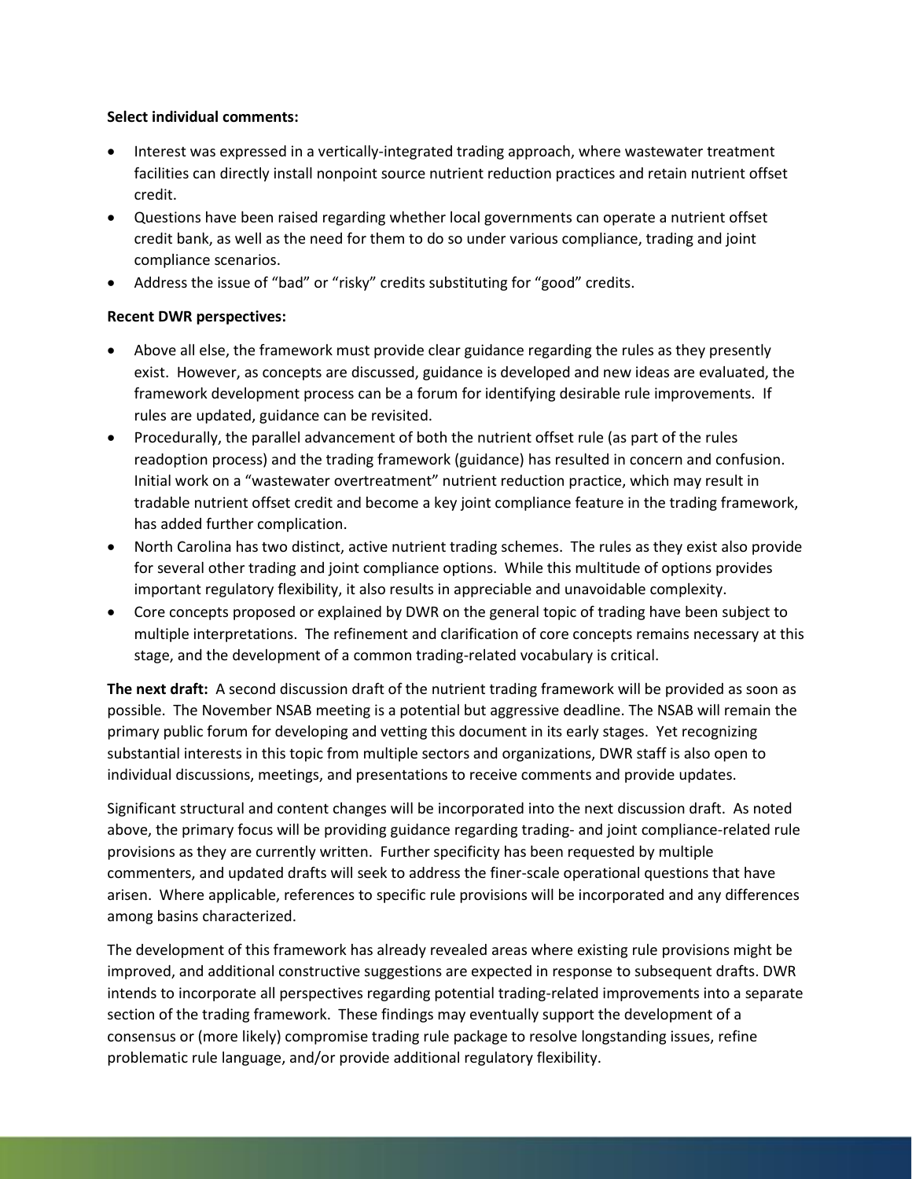**Select individual comments:**

- Interest was expressed in a vertically-integrated trading approach, where wastewater treatment facilities can directly install nonpoint source nutrient reduction practices and retain nutrient offset credit.
- Questions have been raised regarding whether local governments can operate a nutrient offset credit bank, as well as the need for them to do so under various compliance, trading and joint compliance scenarios.
- Address the issue of "bad" or "risky" credits substituting for "good" credits.

**Recent DWR perspectives:**

- Above all else, the framework must provide clear guidance regarding the rules as they presently exist. However, as concepts are discussed, guidance is developed and new ideas are evaluated, the framework development process can be a forum for identifying desirable rule improvements. If rules are updated, guidance can be revisited.
- Procedurally, the parallel advancement of both the nutrient offset rule (as part of the rules readoption process) and the trading framework (guidance) has resulted in concern and confusion. Initial work on a "wastewater overtreatment" nutrient reduction practice, which may result in tradable nutrient offset credit and become a key joint compliance feature in the trading framework, has added further complication.
- North Carolina has two distinct, active nutrient trading schemes. The rules as they exist also provide for several other trading and joint compliance options. While this multitude of options provides important regulatory flexibility, it also results in appreciable and unavoidable complexity.
- Core concepts proposed or explained by DWR on the general topic of trading have been subject to multiple interpretations. The refinement and clarification of core concepts remains necessary at this stage, and the development of a common trading-related vocabulary is critical.

**The next draft:** A second discussion draft of the nutrient trading framework will be provided as soon as possible. The November NSAB meeting is a potential but aggressive deadline. The NSAB will remain the primary public forum for developing and vetting this document in its early stages. Yet recognizing substantial interests in this topic from multiple sectors and organizations, DWR staff is also open to individual discussions, meetings, and presentations to receive comments and provide updates.

Significant structural and content changes will be incorporated into the next discussion draft. As noted above, the primary focus will be providing guidance regarding trading- and joint compliance-related rule provisions as they are currently written. Further specificity has been requested by multiple commenters, and updated drafts will seek to address the finer-scale operational questions that have arisen. Where applicable, references to specific rule provisions will be incorporated and any differences among basins characterized.

The development of this framework has already revealed areas where existing rule provisions might be improved, and additional constructive suggestions are expected in response to subsequent drafts. DWR intends to incorporate all perspectives regarding potential trading-related improvements into a separate section of the trading framework. These findings may eventually support the development of a consensus or (more likely) compromise trading rule package to resolve longstanding issues, refine problematic rule language, and/or provide additional regulatory flexibility.